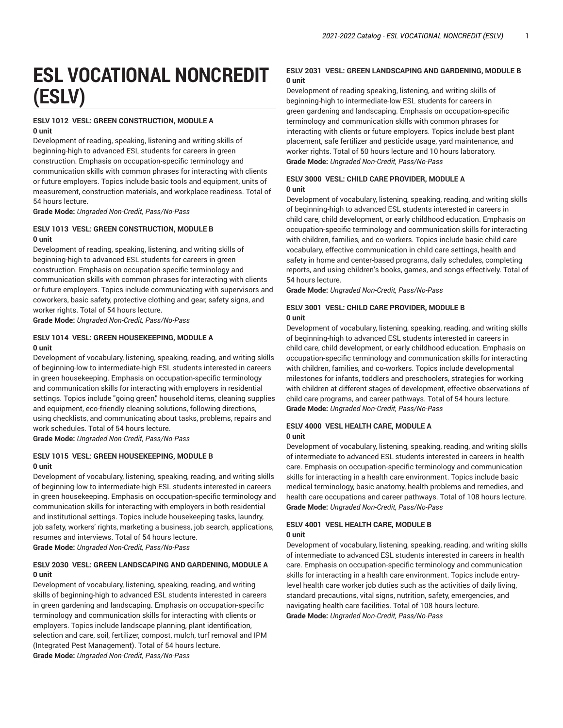# ESL VOCATIONAL NONCREDIT (ESLV)

### ESLV 1012 VESL: GREEN CONSTRUCTION, MODULE A
**0 unit**

Development of reading, speaking, listening and writing skills of beginning-high to advanced ESL students for careers in green construction. Emphasis on occupation-specific terminology and communication skills with common phrases for interacting with clients or future employers. Topics include basic tools and equipment, units of measurement, construction materials, and workplace readiness. Total of 54 hours lecture.

**Grade Mode:** *Ungraded Non-Credit, Pass/No-Pass*

### ESLV 1013 VESL: GREEN CONSTRUCTION, MODULE B
**0 unit**

Development of reading, speaking, listening, and writing skills of beginning-high to advanced ESL students for careers in green construction. Emphasis on occupation-specific terminology and communication skills with common phrases for interacting with clients or future employers. Topics include communicating with supervisors and coworkers, basic safety, protective clothing and gear, safety signs, and worker rights. Total of 54 hours lecture.

**Grade Mode:** *Ungraded Non-Credit, Pass/No-Pass*

### ESLV 1014 VESL: GREEN HOUSEKEEPING, MODULE A
**0 unit**

Development of vocabulary, listening, speaking, reading, and writing skills of beginning-low to intermediate-high ESL students interested in careers in green housekeeping. Emphasis on occupation-specific terminology and communication skills for interacting with employers in residential settings. Topics include "going green," household items, cleaning supplies and equipment, eco-friendly cleaning solutions, following directions, using checklists, and communicating about tasks, problems, repairs and work schedules. Total of 54 hours lecture.

**Grade Mode:** *Ungraded Non-Credit, Pass/No-Pass*

### ESLV 1015 VESL: GREEN HOUSEKEEPING, MODULE B
**0 unit**

Development of vocabulary, listening, speaking, reading, and writing skills of beginning-low to intermediate-high ESL students interested in careers in green housekeeping. Emphasis on occupation-specific terminology and communication skills for interacting with employers in both residential and institutional settings. Topics include housekeeping tasks, laundry, job safety, workers' rights, marketing a business, job search, applications, resumes and interviews. Total of 54 hours lecture.

**Grade Mode:** *Ungraded Non-Credit, Pass/No-Pass*

### ESLV 2030 VESL: GREEN LANDSCAPING AND GARDENING, MODULE A
**0 unit**

Development of vocabulary, listening, speaking, reading, and writing skills of beginning-high to advanced ESL students interested in careers in green gardening and landscaping. Emphasis on occupation-specific terminology and communication skills for interacting with clients or employers. Topics include landscape planning, plant identification, selection and care, soil, fertilizer, compost, mulch, turf removal and IPM (Integrated Pest Management). Total of 54 hours lecture.

**Grade Mode:** *Ungraded Non-Credit, Pass/No-Pass*

### ESLV 2031 VESL: GREEN LANDSCAPING AND GARDENING, MODULE B
**0 unit**

Development of reading speaking, listening, and writing skills of beginning-high to intermediate-low ESL students for careers in green gardening and landscaping. Emphasis on occupation-specific terminology and communication skills with common phrases for interacting with clients or future employers. Topics include best plant placement, safe fertilizer and pesticide usage, yard maintenance, and worker rights. Total of 50 hours lecture and 10 hours laboratory.

**Grade Mode:** *Ungraded Non-Credit, Pass/No-Pass*

### ESLV 3000 VESL: CHILD CARE PROVIDER, MODULE A
**0 unit**

Development of vocabulary, listening, speaking, reading, and writing skills of beginning-high to advanced ESL students interested in careers in child care, child development, or early childhood education. Emphasis on occupation-specific terminology and communication skills for interacting with children, families, and co-workers. Topics include basic child care vocabulary, effective communication in child care settings, health and safety in home and center-based programs, daily schedules, completing reports, and using children's books, games, and songs effectively. Total of 54 hours lecture.

**Grade Mode:** *Ungraded Non-Credit, Pass/No-Pass*

### ESLV 3001 VESL: CHILD CARE PROVIDER, MODULE B
**0 unit**

Development of vocabulary, listening, speaking, reading, and writing skills of beginning-high to advanced ESL students interested in careers in child care, child development, or early childhood education. Emphasis on occupation-specific terminology and communication skills for interacting with children, families, and co-workers. Topics include developmental milestones for infants, toddlers and preschoolers, strategies for working with children at different stages of development, effective observations of child care programs, and career pathways. Total of 54 hours lecture.

**Grade Mode:** *Ungraded Non-Credit, Pass/No-Pass*

### ESLV 4000 VESL HEALTH CARE, MODULE A
**0 unit**

Development of vocabulary, listening, speaking, reading, and writing skills of intermediate to advanced ESL students interested in careers in health care. Emphasis on occupation-specific terminology and communication skills for interacting in a health care environment. Topics include basic medical terminology, basic anatomy, health problems and remedies, and health care occupations and career pathways. Total of 108 hours lecture.

**Grade Mode:** *Ungraded Non-Credit, Pass/No-Pass*

### ESLV 4001 VESL HEALTH CARE, MODULE B
**0 unit**

Development of vocabulary, listening, speaking, reading, and writing skills of intermediate to advanced ESL students interested in careers in health care. Emphasis on occupation-specific terminology and communication skills for interacting in a health care environment. Topics include entry-level health care worker job duties such as the activities of daily living, standard precautions, vital signs, nutrition, safety, emergencies, and navigating health care facilities. Total of 108 hours lecture.

**Grade Mode:** *Ungraded Non-Credit, Pass/No-Pass*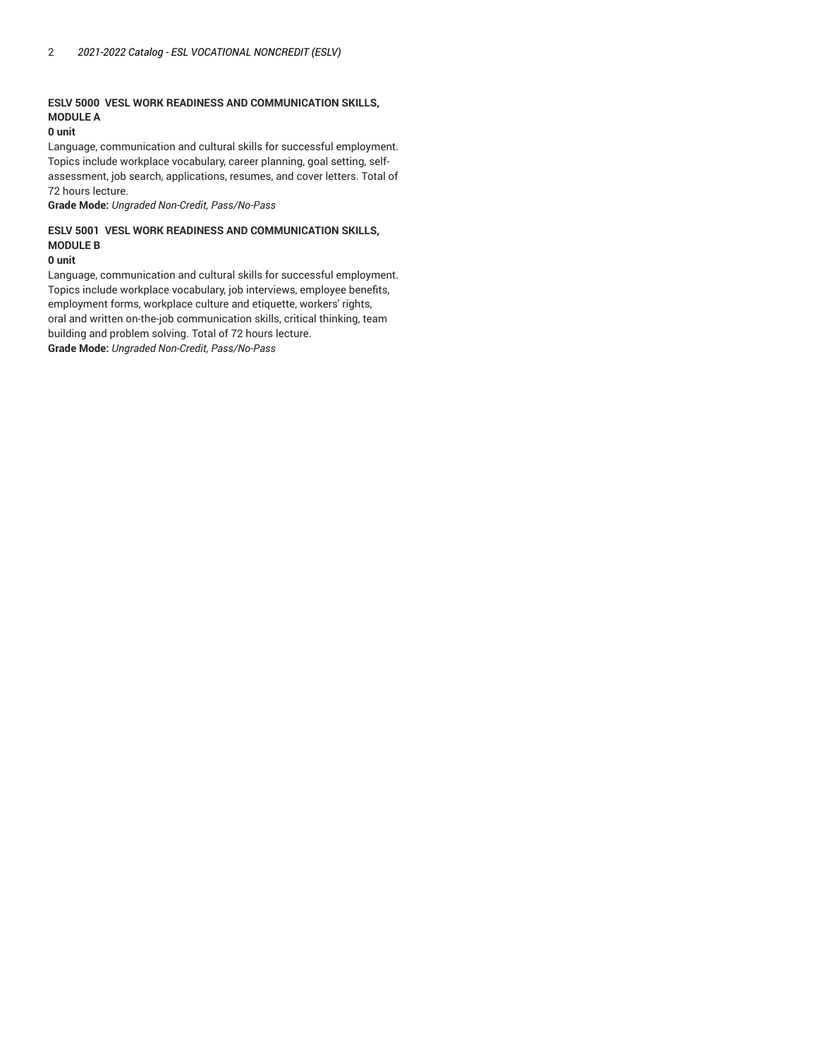**ESLV 5000 VESL WORK READINESS AND COMMUNICATION SKILLS, MODULE A**

**0 unit**

Language, communication and cultural skills for successful employment. Topics include workplace vocabulary, career planning, goal setting, self-assessment, job search, applications, resumes, and cover letters. Total of 72 hours lecture.

**Grade Mode:** *Ungraded Non-Credit, Pass/No-Pass*

**ESLV 5001 VESL WORK READINESS AND COMMUNICATION SKILLS, MODULE B**

**0 unit**

Language, communication and cultural skills for successful employment. Topics include workplace vocabulary, job interviews, employee benefits, employment forms, workplace culture and etiquette, workers' rights, oral and written on-the-job communication skills, critical thinking, team building and problem solving. Total of 72 hours lecture.

**Grade Mode:** *Ungraded Non-Credit, Pass/No-Pass*